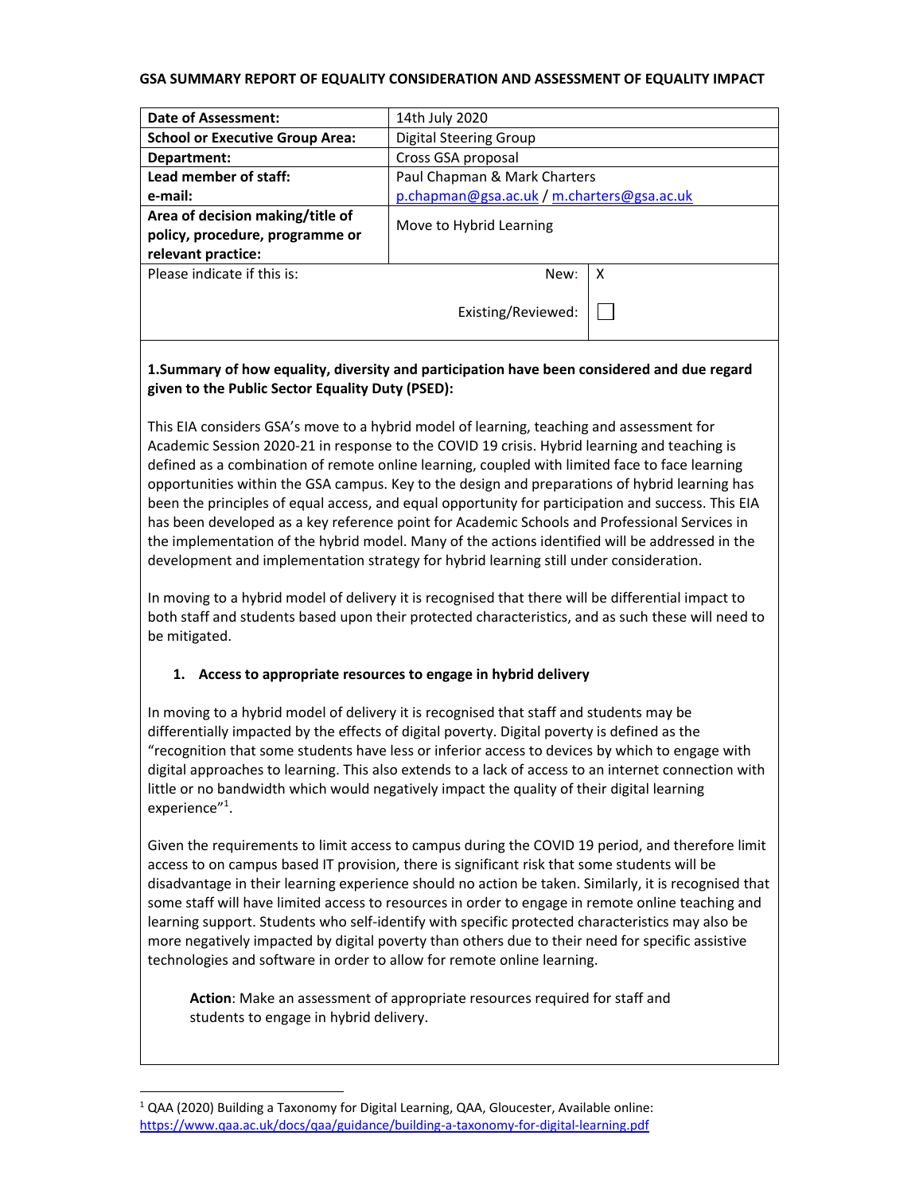**GSA SUMMARY REPORT OF EQUALITY CONSIDERATION AND ASSESSMENT OF EQUALITY IMPACT**

| | | |
|---|---|---|
| **Date of Assessment:** | 14th July 2020 | |
| **School or Executive Group Area:** | Digital Steering Group | |
| **Department:** | Cross GSA proposal | |
| **Lead member of staff:** | Paul Chapman & Mark Charters | |
| **e-mail:** | p.chapman@gsa.ac.uk / m.charters@gsa.ac.uk | |
| **Area of decision making/title of policy, procedure, programme or relevant practice:** | Move to Hybrid Learning | |
| Please indicate if this is: | New: | X |
| | Existing/Reviewed: | ☐ |

**1.Summary of how equality, diversity and participation have been considered and due regard given to the Public Sector Equality Duty (PSED):**

This EIA considers GSA's move to a hybrid model of learning, teaching and assessment for Academic Session 2020-21 in response to the COVID 19 crisis. Hybrid learning and teaching is defined as a combination of remote online learning, coupled with limited face to face learning opportunities within the GSA campus. Key to the design and preparations of hybrid learning has been the principles of equal access, and equal opportunity for participation and success. This EIA has been developed as a key reference point for Academic Schools and Professional Services in the implementation of the hybrid model. Many of the actions identified will be addressed in the development and implementation strategy for hybrid learning still under consideration.

In moving to a hybrid model of delivery it is recognised that there will be differential impact to both staff and students based upon their protected characteristics, and as such these will need to be mitigated.

1. **Access to appropriate resources to engage in hybrid delivery**

In moving to a hybrid model of delivery it is recognised that staff and students may be differentially impacted by the effects of digital poverty. Digital poverty is defined as the "recognition that some students have less or inferior access to devices by which to engage with digital approaches to learning. This also extends to a lack of access to an internet connection with little or no bandwidth which would negatively impact the quality of their digital learning experience"[1].

Given the requirements to limit access to campus during the COVID 19 period, and therefore limit access to on campus based IT provision, there is significant risk that some students will be disadvantage in their learning experience should no action be taken. Similarly, it is recognised that some staff will have limited access to resources in order to engage in remote online teaching and learning support. Students who self-identify with specific protected characteristics may also be more negatively impacted by digital poverty than others due to their need for specific assistive technologies and software in order to allow for remote online learning.

> **Action**: Make an assessment of appropriate resources required for staff and students to engage in hybrid delivery.

[1] QAA (2020) Building a Taxonomy for Digital Learning, QAA, Gloucester, Available online: https://www.qaa.ac.uk/docs/qaa/guidance/building-a-taxonomy-for-digital-learning.pdf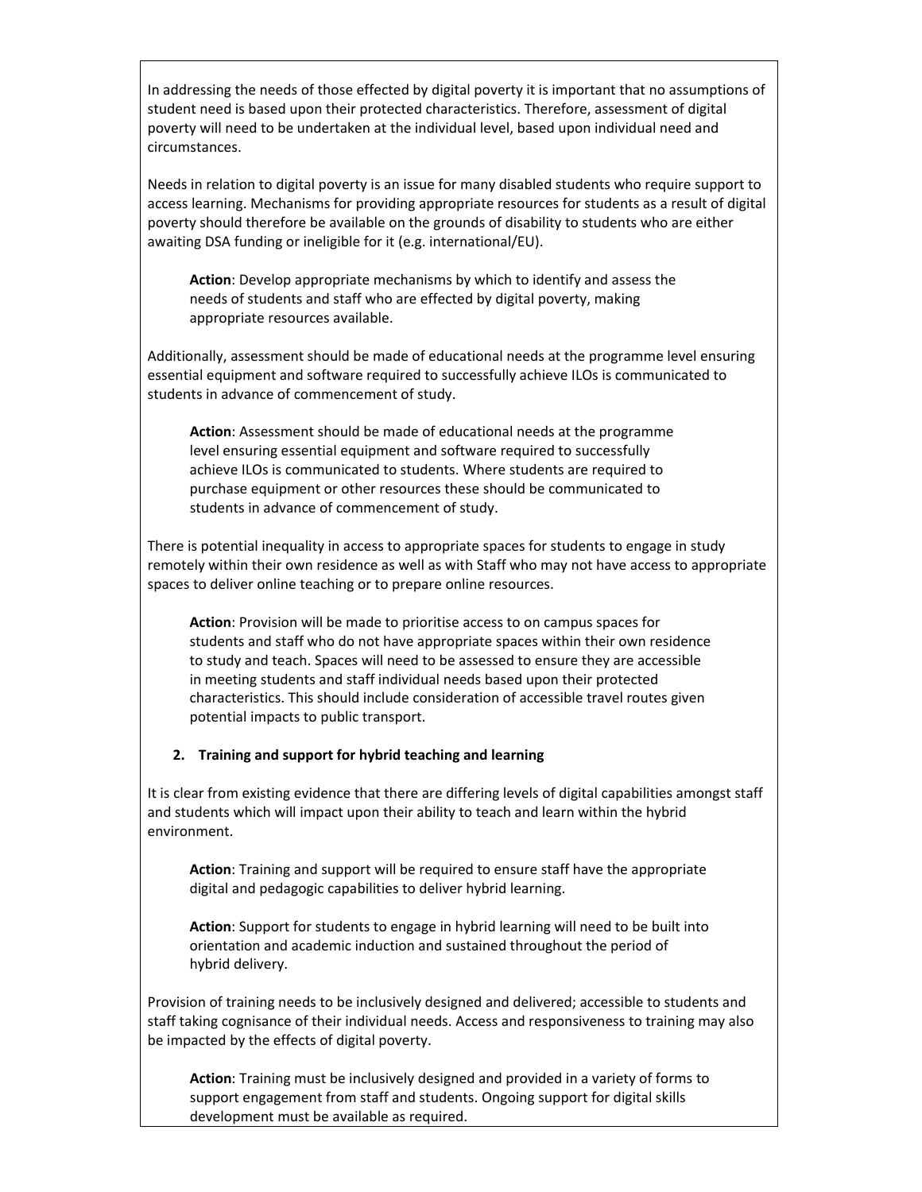In addressing the needs of those effected by digital poverty it is important that no assumptions of student need is based upon their protected characteristics. Therefore, assessment of digital poverty will need to be undertaken at the individual level, based upon individual need and circumstances.

Needs in relation to digital poverty is an issue for many disabled students who require support to access learning. Mechanisms for providing appropriate resources for students as a result of digital poverty should therefore be available on the grounds of disability to students who are either awaiting DSA funding or ineligible for it (e.g. international/EU).

> **Action**: Develop appropriate mechanisms by which to identify and assess the needs of students and staff who are effected by digital poverty, making appropriate resources available.

Additionally, assessment should be made of educational needs at the programme level ensuring essential equipment and software required to successfully achieve ILOs is communicated to students in advance of commencement of study.

> **Action**: Assessment should be made of educational needs at the programme level ensuring essential equipment and software required to successfully achieve ILOs is communicated to students. Where students are required to purchase equipment or other resources these should be communicated to students in advance of commencement of study.

There is potential inequality in access to appropriate spaces for students to engage in study remotely within their own residence as well as with Staff who may not have access to appropriate spaces to deliver online teaching or to prepare online resources.

> **Action**: Provision will be made to prioritise access to on campus spaces for students and staff who do not have appropriate spaces within their own residence to study and teach. Spaces will need to be assessed to ensure they are accessible in meeting students and staff individual needs based upon their protected characteristics. This should include consideration of accessible travel routes given potential impacts to public transport.

**2. Training and support for hybrid teaching and learning**

It is clear from existing evidence that there are differing levels of digital capabilities amongst staff and students which will impact upon their ability to teach and learn within the hybrid environment.

> **Action**: Training and support will be required to ensure staff have the appropriate digital and pedagogic capabilities to deliver hybrid learning.

> **Action**: Support for students to engage in hybrid learning will need to be built into orientation and academic induction and sustained throughout the period of hybrid delivery.

Provision of training needs to be inclusively designed and delivered; accessible to students and staff taking cognisance of their individual needs. Access and responsiveness to training may also be impacted by the effects of digital poverty.

> **Action**: Training must be inclusively designed and provided in a variety of forms to support engagement from staff and students. Ongoing support for digital skills development must be available as required.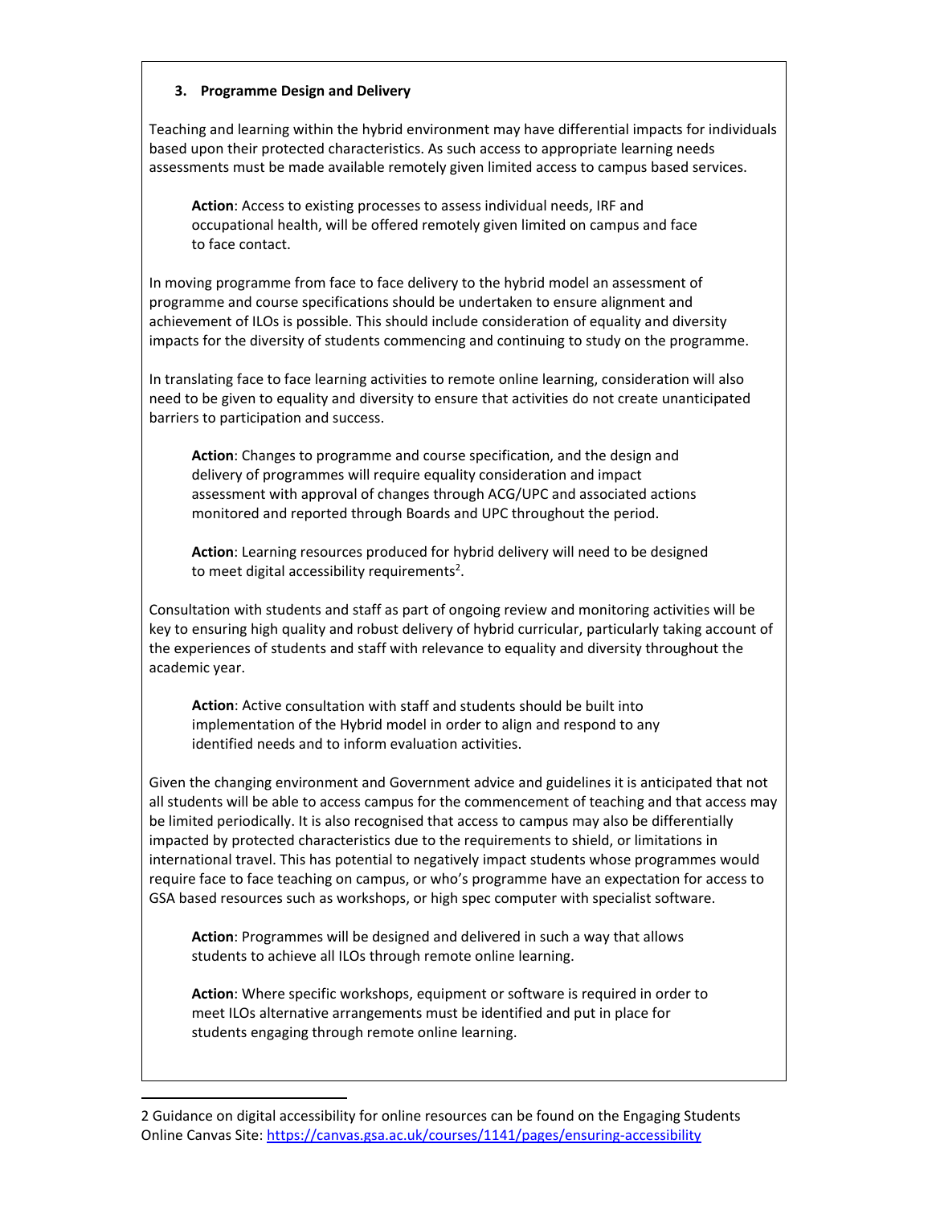### 3. Programme Design and Delivery

Teaching and learning within the hybrid environment may have differential impacts for individuals based upon their protected characteristics. As such access to appropriate learning needs assessments must be made available remotely given limited access to campus based services.

> **Action**: Access to existing processes to assess individual needs, IRF and occupational health, will be offered remotely given limited on campus and face to face contact.

In moving programme from face to face delivery to the hybrid model an assessment of programme and course specifications should be undertaken to ensure alignment and achievement of ILOs is possible. This should include consideration of equality and diversity impacts for the diversity of students commencing and continuing to study on the programme.

In translating face to face learning activities to remote online learning, consideration will also need to be given to equality and diversity to ensure that activities do not create unanticipated barriers to participation and success.

> **Action**: Changes to programme and course specification, and the design and delivery of programmes will require equality consideration and impact assessment with approval of changes through ACG/UPC and associated actions monitored and reported through Boards and UPC throughout the period.

> **Action**: Learning resources produced for hybrid delivery will need to be designed to meet digital accessibility requirements[2].

Consultation with students and staff as part of ongoing review and monitoring activities will be key to ensuring high quality and robust delivery of hybrid curricular, particularly taking account of the experiences of students and staff with relevance to equality and diversity throughout the academic year.

> **Action**: Active consultation with staff and students should be built into implementation of the Hybrid model in order to align and respond to any identified needs and to inform evaluation activities.

Given the changing environment and Government advice and guidelines it is anticipated that not all students will be able to access campus for the commencement of teaching and that access may be limited periodically. It is also recognised that access to campus may also be differentially impacted by protected characteristics due to the requirements to shield, or limitations in international travel. This has potential to negatively impact students whose programmes would require face to face teaching on campus, or who's programme have an expectation for access to GSA based resources such as workshops, or high spec computer with specialist software.

> **Action**: Programmes will be designed and delivered in such a way that allows students to achieve all ILOs through remote online learning.

> **Action**: Where specific workshops, equipment or software is required in order to meet ILOs alternative arrangements must be identified and put in place for students engaging through remote online learning.

---

2 Guidance on digital accessibility for online resources can be found on the Engaging Students Online Canvas Site: https://canvas.gsa.ac.uk/courses/1141/pages/ensuring-accessibility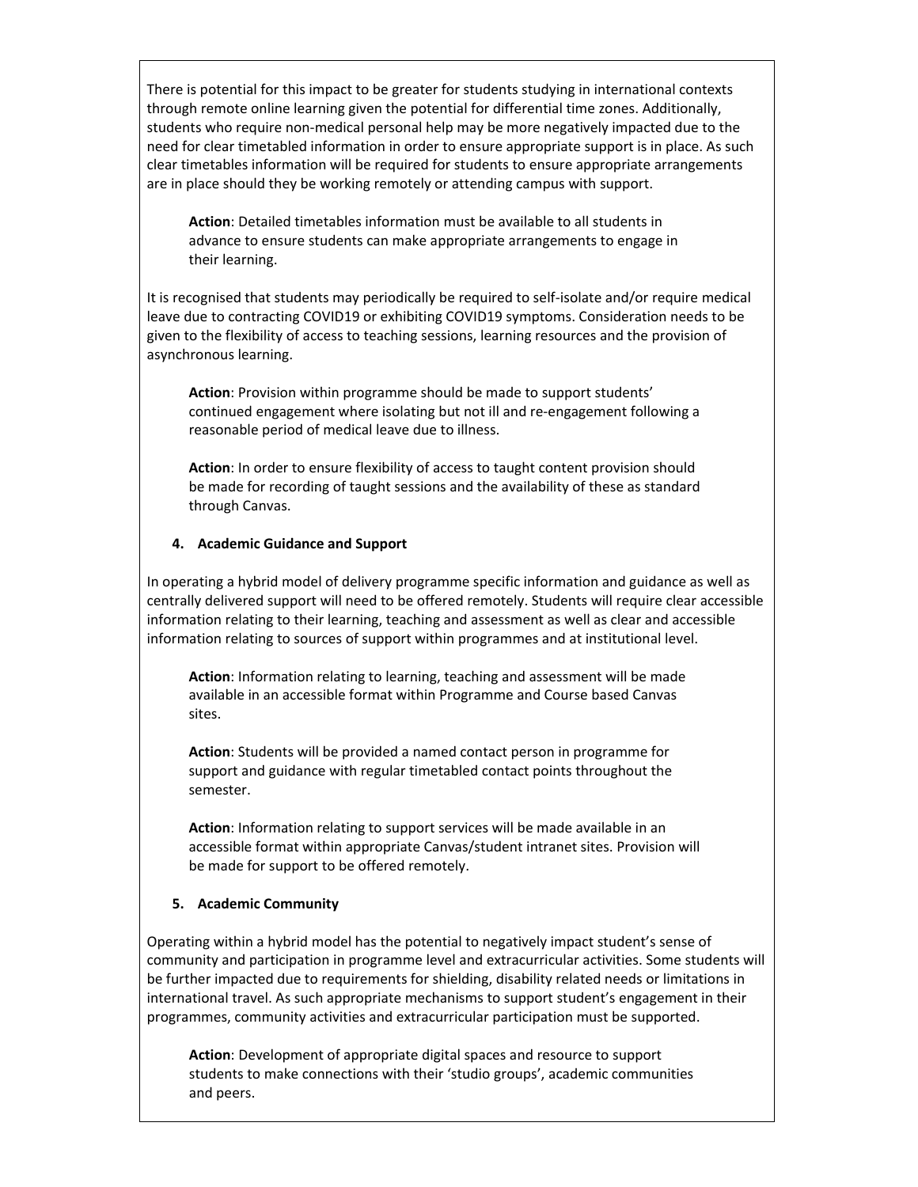There is potential for this impact to be greater for students studying in international contexts through remote online learning given the potential for differential time zones. Additionally, students who require non-medical personal help may be more negatively impacted due to the need for clear timetabled information in order to ensure appropriate support is in place. As such clear timetables information will be required for students to ensure appropriate arrangements are in place should they be working remotely or attending campus with support.

> **Action**: Detailed timetables information must be available to all students in advance to ensure students can make appropriate arrangements to engage in their learning.

It is recognised that students may periodically be required to self-isolate and/or require medical leave due to contracting COVID19 or exhibiting COVID19 symptoms. Consideration needs to be given to the flexibility of access to teaching sessions, learning resources and the provision of asynchronous learning.

> **Action**: Provision within programme should be made to support students' continued engagement where isolating but not ill and re-engagement following a reasonable period of medical leave due to illness.

> **Action**: In order to ensure flexibility of access to taught content provision should be made for recording of taught sessions and the availability of these as standard through Canvas.

### 4. Academic Guidance and Support

In operating a hybrid model of delivery programme specific information and guidance as well as centrally delivered support will need to be offered remotely. Students will require clear accessible information relating to their learning, teaching and assessment as well as clear and accessible information relating to sources of support within programmes and at institutional level.

> **Action**: Information relating to learning, teaching and assessment will be made available in an accessible format within Programme and Course based Canvas sites.

> **Action**: Students will be provided a named contact person in programme for support and guidance with regular timetabled contact points throughout the semester.

> **Action**: Information relating to support services will be made available in an accessible format within appropriate Canvas/student intranet sites. Provision will be made for support to be offered remotely.

### 5. Academic Community

Operating within a hybrid model has the potential to negatively impact student's sense of community and participation in programme level and extracurricular activities. Some students will be further impacted due to requirements for shielding, disability related needs or limitations in international travel. As such appropriate mechanisms to support student's engagement in their programmes, community activities and extracurricular participation must be supported.

> **Action**: Development of appropriate digital spaces and resource to support students to make connections with their 'studio groups', academic communities and peers.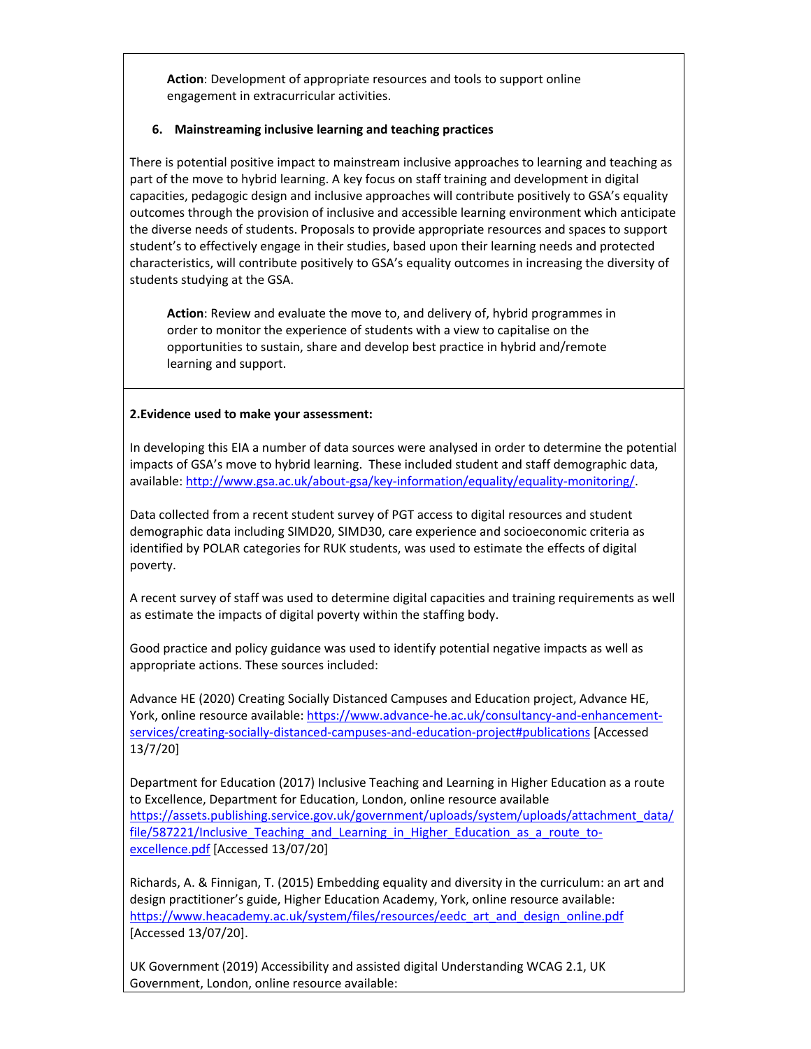**Action**: Development of appropriate resources and tools to support online engagement in extracurricular activities.

6. **Mainstreaming inclusive learning and teaching practices**

There is potential positive impact to mainstream inclusive approaches to learning and teaching as part of the move to hybrid learning. A key focus on staff training and development in digital capacities, pedagogic design and inclusive approaches will contribute positively to GSA's equality outcomes through the provision of inclusive and accessible learning environment which anticipate the diverse needs of students. Proposals to provide appropriate resources and spaces to support student's to effectively engage in their studies, based upon their learning needs and protected characteristics, will contribute positively to GSA's equality outcomes in increasing the diversity of students studying at the GSA.

**Action**: Review and evaluate the move to, and delivery of, hybrid programmes in order to monitor the experience of students with a view to capitalise on the opportunities to sustain, share and develop best practice in hybrid and/remote learning and support.

**2.Evidence used to make your assessment:**

In developing this EIA a number of data sources were analysed in order to determine the potential impacts of GSA's move to hybrid learning. These included student and staff demographic data, available: http://www.gsa.ac.uk/about-gsa/key-information/equality/equality-monitoring/.

Data collected from a recent student survey of PGT access to digital resources and student demographic data including SIMD20, SIMD30, care experience and socioeconomic criteria as identified by POLAR categories for RUK students, was used to estimate the effects of digital poverty.

A recent survey of staff was used to determine digital capacities and training requirements as well as estimate the impacts of digital poverty within the staffing body.

Good practice and policy guidance was used to identify potential negative impacts as well as appropriate actions. These sources included:

Advance HE (2020) Creating Socially Distanced Campuses and Education project, Advance HE, York, online resource available: https://www.advance-he.ac.uk/consultancy-and-enhancement-services/creating-socially-distanced-campuses-and-education-project#publications [Accessed 13/7/20]

Department for Education (2017) Inclusive Teaching and Learning in Higher Education as a route to Excellence, Department for Education, London, online resource available https://assets.publishing.service.gov.uk/government/uploads/system/uploads/attachment_data/file/587221/Inclusive_Teaching_and_Learning_in_Higher_Education_as_a_route_to-excellence.pdf [Accessed 13/07/20]

Richards, A. & Finnigan, T. (2015) Embedding equality and diversity in the curriculum: an art and design practitioner's guide, Higher Education Academy, York, online resource available: https://www.heacademy.ac.uk/system/files/resources/eedc_art_and_design_online.pdf [Accessed 13/07/20].

UK Government (2019) Accessibility and assisted digital Understanding WCAG 2.1, UK Government, London, online resource available: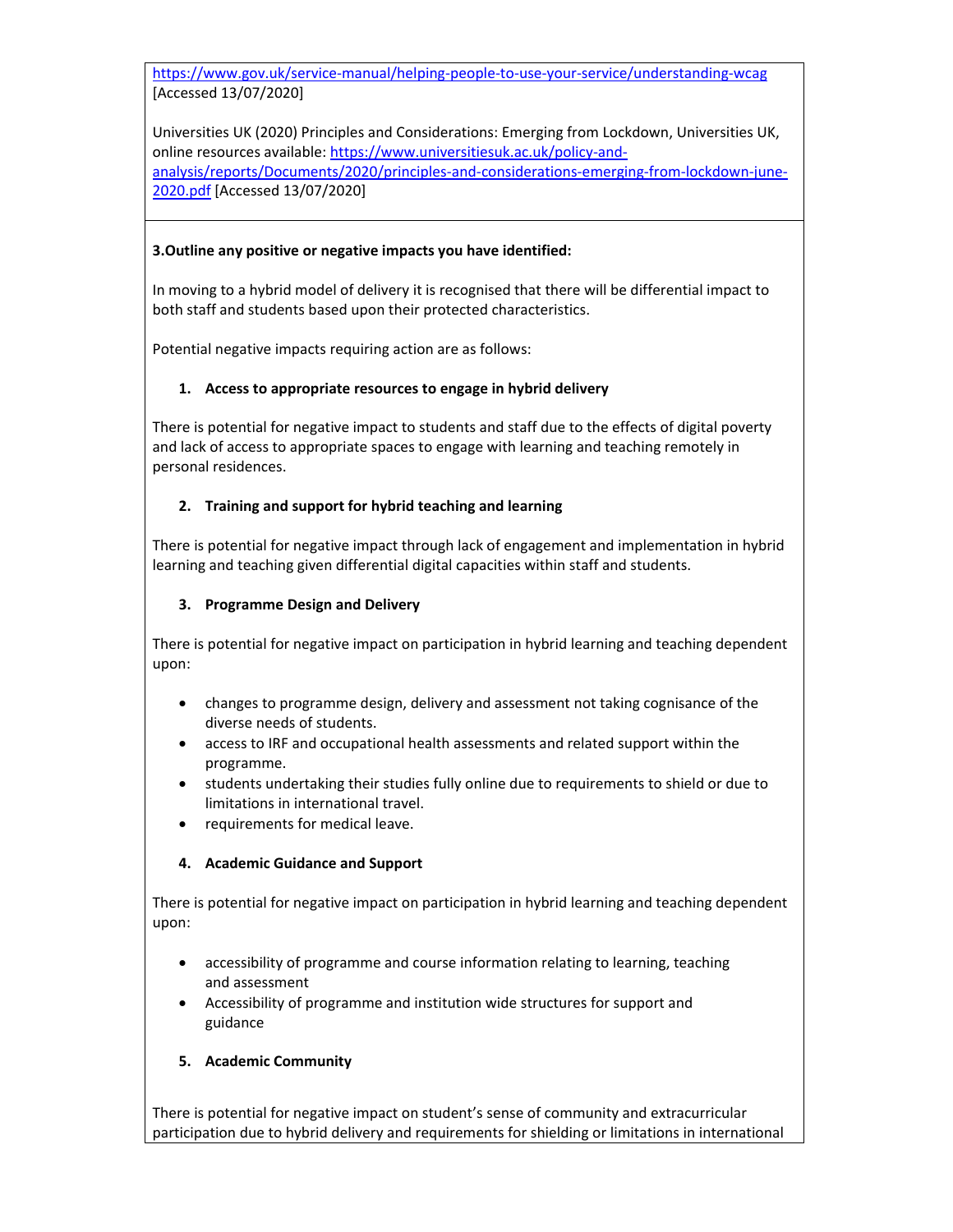https://www.gov.uk/service-manual/helping-people-to-use-your-service/understanding-wcag [Accessed 13/07/2020]

Universities UK (2020) Principles and Considerations: Emerging from Lockdown, Universities UK, online resources available: https://www.universitiesuk.ac.uk/policy-and-analysis/reports/Documents/2020/principles-and-considerations-emerging-from-lockdown-june-2020.pdf [Accessed 13/07/2020]

**3.Outline any positive or negative impacts you have identified:**

In moving to a hybrid model of delivery it is recognised that there will be differential impact to both staff and students based upon their protected characteristics.

Potential negative impacts requiring action are as follows:

1. **Access to appropriate resources to engage in hybrid delivery**

There is potential for negative impact to students and staff due to the effects of digital poverty and lack of access to appropriate spaces to engage with learning and teaching remotely in personal residences.

2. **Training and support for hybrid teaching and learning**

There is potential for negative impact through lack of engagement and implementation in hybrid learning and teaching given differential digital capacities within staff and students.

3. **Programme Design and Delivery**

There is potential for negative impact on participation in hybrid learning and teaching dependent upon:

- changes to programme design, delivery and assessment not taking cognisance of the diverse needs of students.
- access to IRF and occupational health assessments and related support within the programme.
- students undertaking their studies fully online due to requirements to shield or due to limitations in international travel.
- requirements for medical leave.

4. **Academic Guidance and Support**

There is potential for negative impact on participation in hybrid learning and teaching dependent upon:

- accessibility of programme and course information relating to learning, teaching and assessment
- Accessibility of programme and institution wide structures for support and guidance

5. **Academic Community**

There is potential for negative impact on student's sense of community and extracurricular participation due to hybrid delivery and requirements for shielding or limitations in international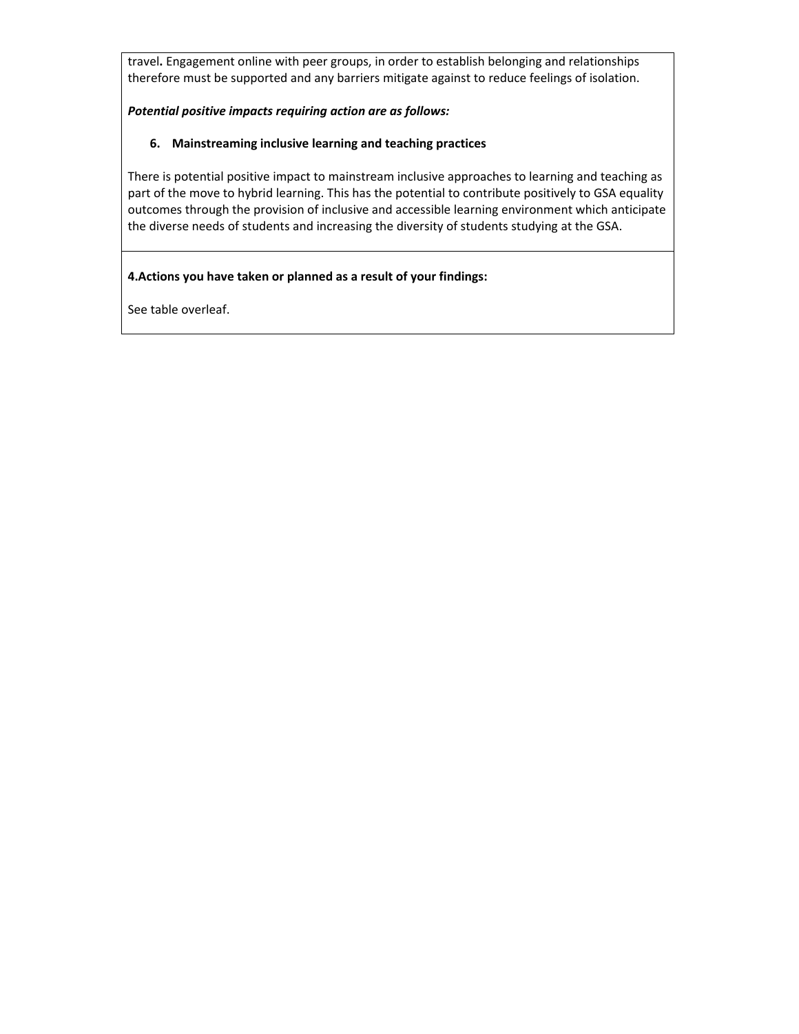travel**.** Engagement online with peer groups, in order to establish belonging and relationships therefore must be supported and any barriers mitigate against to reduce feelings of isolation.

***Potential positive impacts requiring action are as follows:***

6. **Mainstreaming inclusive learning and teaching practices**

There is potential positive impact to mainstream inclusive approaches to learning and teaching as part of the move to hybrid learning. This has the potential to contribute positively to GSA equality outcomes through the provision of inclusive and accessible learning environment which anticipate the diverse needs of students and increasing the diversity of students studying at the GSA.

**4.Actions you have taken or planned as a result of your findings:**

See table overleaf.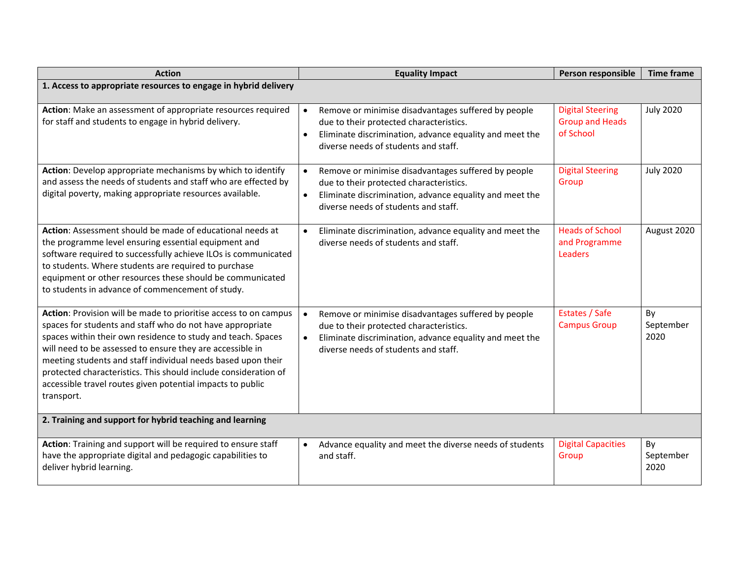| Action | Equality Impact | Person responsible | Time frame |
|---|---|---|---|
| **1. Access to appropriate resources to engage in hybrid delivery** | | | |
| **Action**: Make an assessment of appropriate resources required for staff and students to engage in hybrid delivery. | • Remove or minimise disadvantages suffered by people due to their protected characteristics.<br>• Eliminate discrimination, advance equality and meet the diverse needs of students and staff. | Digital Steering Group and Heads of School | July 2020 |
| **Action**: Develop appropriate mechanisms by which to identify and assess the needs of students and staff who are effected by digital poverty, making appropriate resources available. | • Remove or minimise disadvantages suffered by people due to their protected characteristics.<br>• Eliminate discrimination, advance equality and meet the diverse needs of students and staff. | Digital Steering Group | July 2020 |
| **Action**: Assessment should be made of educational needs at the programme level ensuring essential equipment and software required to successfully achieve ILOs is communicated to students. Where students are required to purchase equipment or other resources these should be communicated to students in advance of commencement of study. | • Eliminate discrimination, advance equality and meet the diverse needs of students and staff. | Heads of School and Programme Leaders | August 2020 |
| **Action**: Provision will be made to prioritise access to on campus spaces for students and staff who do not have appropriate spaces within their own residence to study and teach. Spaces will need to be assessed to ensure they are accessible in meeting students and staff individual needs based upon their protected characteristics. This should include consideration of accessible travel routes given potential impacts to public transport. | • Remove or minimise disadvantages suffered by people due to their protected characteristics.<br>• Eliminate discrimination, advance equality and meet the diverse needs of students and staff. | Estates / Safe Campus Group | By September 2020 |
| **2. Training and support for hybrid teaching and learning** | | | |
| **Action**: Training and support will be required to ensure staff have the appropriate digital and pedagogic capabilities to deliver hybrid learning. | • Advance equality and meet the diverse needs of students and staff. | Digital Capacities Group | By September 2020 |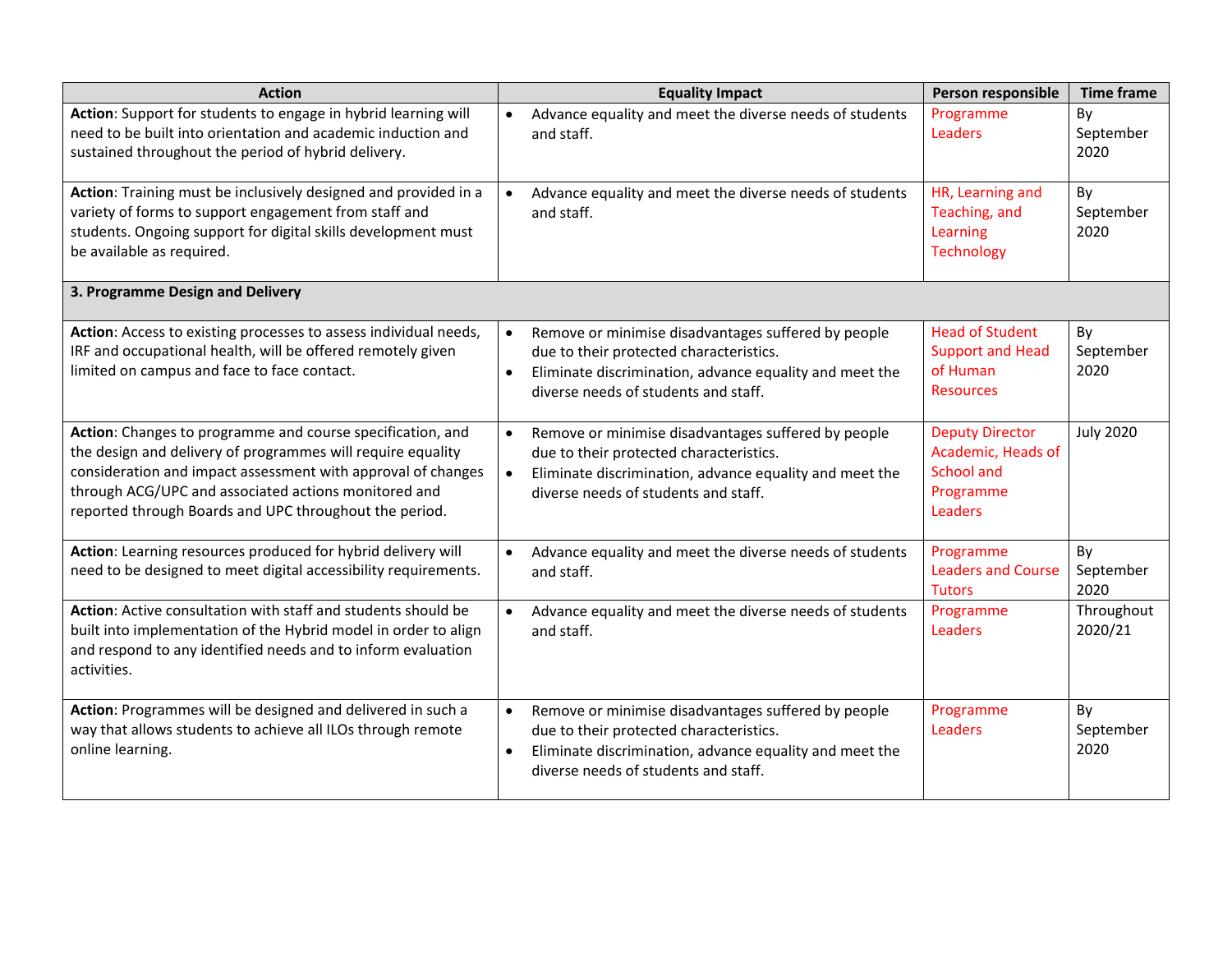| Action | Equality Impact | Person responsible | Time frame |
|---|---|---|---|
| **Action**: Support for students to engage in hybrid learning will need to be built into orientation and academic induction and sustained throughout the period of hybrid delivery. | • Advance equality and meet the diverse needs of students and staff. | Programme Leaders | By September 2020 |
| **Action**: Training must be inclusively designed and provided in a variety of forms to support engagement from staff and students. Ongoing support for digital skills development must be available as required. | • Advance equality and meet the diverse needs of students and staff. | HR, Learning and Teaching, and Learning Technology | By September 2020 |
| **3. Programme Design and Delivery** | | | |
| **Action**: Access to existing processes to assess individual needs, IRF and occupational health, will be offered remotely given limited on campus and face to face contact. | • Remove or minimise disadvantages suffered by people due to their protected characteristics.<br>• Eliminate discrimination, advance equality and meet the diverse needs of students and staff. | Head of Student Support and Head of Human Resources | By September 2020 |
| **Action**: Changes to programme and course specification, and the design and delivery of programmes will require equality consideration and impact assessment with approval of changes through ACG/UPC and associated actions monitored and reported through Boards and UPC throughout the period. | • Remove or minimise disadvantages suffered by people due to their protected characteristics.<br>• Eliminate discrimination, advance equality and meet the diverse needs of students and staff. | Deputy Director Academic, Heads of School and Programme Leaders | July 2020 |
| **Action**: Learning resources produced for hybrid delivery will need to be designed to meet digital accessibility requirements. | • Advance equality and meet the diverse needs of students and staff. | Programme Leaders and Course Tutors | By September 2020 |
| **Action**: Active consultation with staff and students should be built into implementation of the Hybrid model in order to align and respond to any identified needs and to inform evaluation activities. | • Advance equality and meet the diverse needs of students and staff. | Programme Leaders | Throughout 2020/21 |
| **Action**: Programmes will be designed and delivered in such a way that allows students to achieve all ILOs through remote online learning. | • Remove or minimise disadvantages suffered by people due to their protected characteristics.<br>• Eliminate discrimination, advance equality and meet the diverse needs of students and staff. | Programme Leaders | By September 2020 |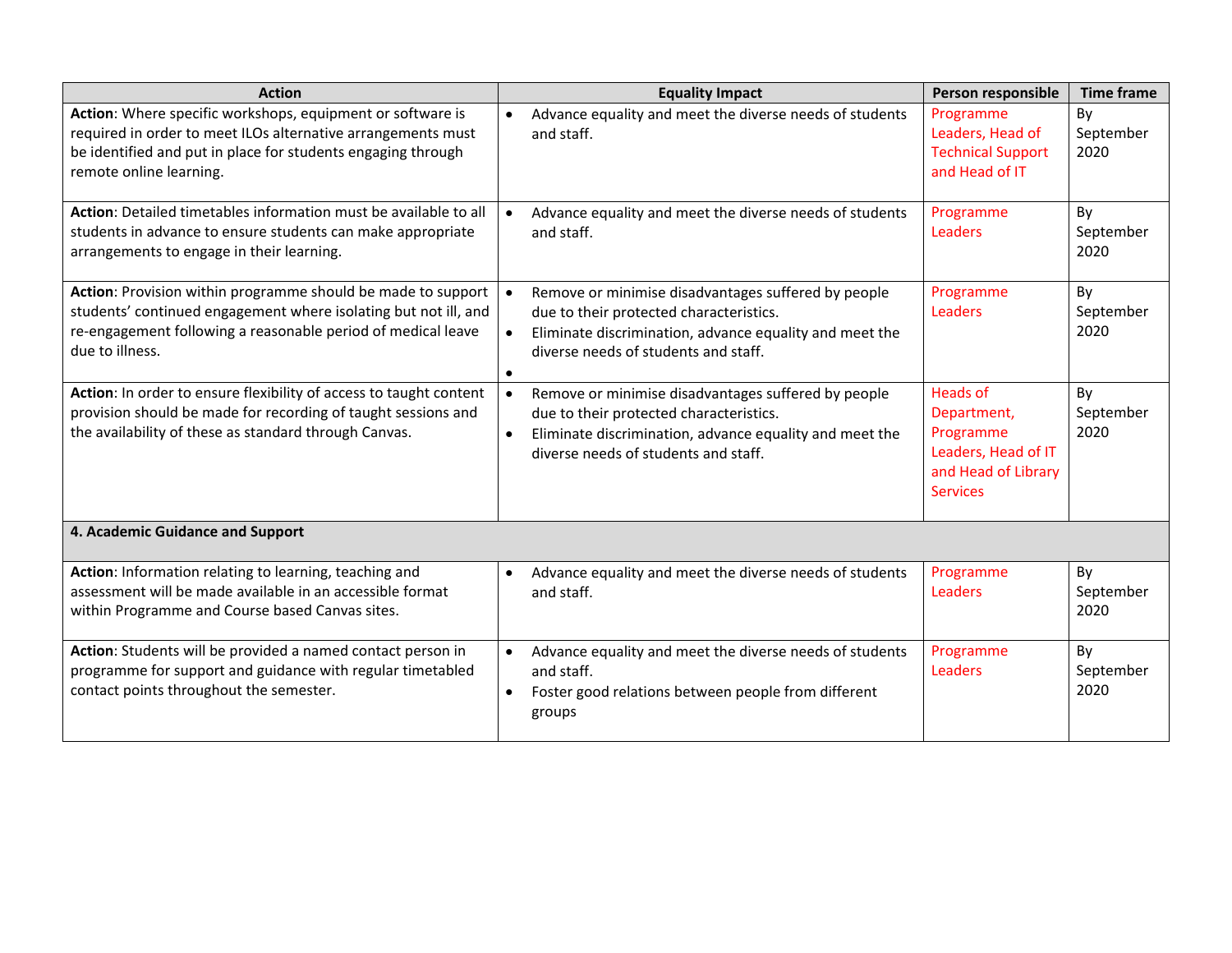| Action | Equality Impact | Person responsible | Time frame |
|---|---|---|---|
| **Action**: Where specific workshops, equipment or software is required in order to meet ILOs alternative arrangements must be identified and put in place for students engaging through remote online learning. | • Advance equality and meet the diverse needs of students and staff. | Programme Leaders, Head of Technical Support and Head of IT | By September 2020 |
| **Action**: Detailed timetables information must be available to all students in advance to ensure students can make appropriate arrangements to engage in their learning. | • Advance equality and meet the diverse needs of students and staff. | Programme Leaders | By September 2020 |
| **Action**: Provision within programme should be made to support students' continued engagement where isolating but not ill, and re-engagement following a reasonable period of medical leave due to illness. | • Remove or minimise disadvantages suffered by people due to their protected characteristics.<br>• Eliminate discrimination, advance equality and meet the diverse needs of students and staff.<br>• | Programme Leaders | By September 2020 |
| **Action**: In order to ensure flexibility of access to taught content provision should be made for recording of taught sessions and the availability of these as standard through Canvas. | • Remove or minimise disadvantages suffered by people due to their protected characteristics.<br>• Eliminate discrimination, advance equality and meet the diverse needs of students and staff. | Heads of Department, Programme Leaders, Head of IT and Head of Library Services | By September 2020 |
| **4. Academic Guidance and Support** | | | |
| **Action**: Information relating to learning, teaching and assessment will be made available in an accessible format within Programme and Course based Canvas sites. | • Advance equality and meet the diverse needs of students and staff. | Programme Leaders | By September 2020 |
| **Action**: Students will be provided a named contact person in programme for support and guidance with regular timetabled contact points throughout the semester. | • Advance equality and meet the diverse needs of students and staff.<br>• Foster good relations between people from different groups | Programme Leaders | By September 2020 |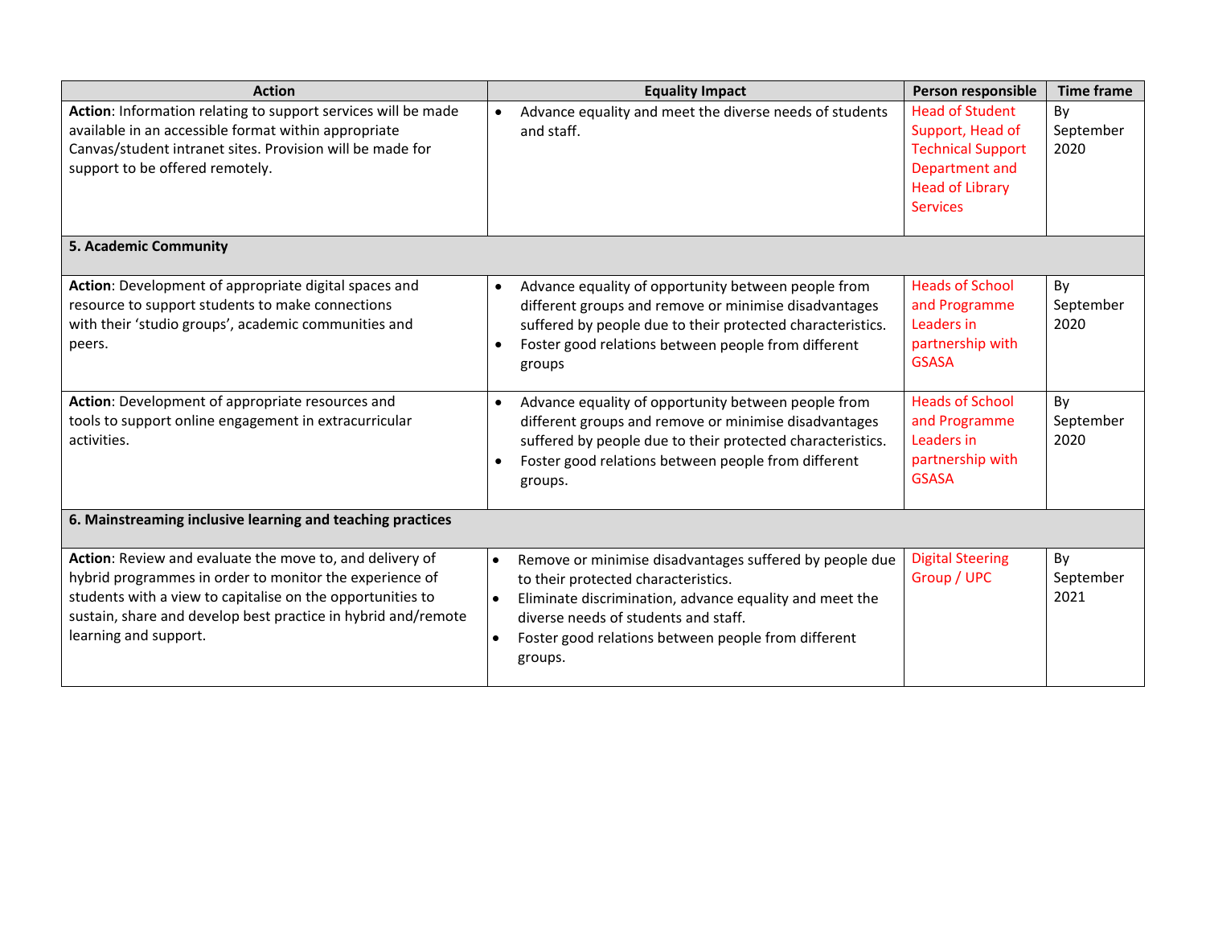| Action | Equality Impact | Person responsible | Time frame |
|---|---|---|---|
| **Action**: Information relating to support services will be made available in an accessible format within appropriate Canvas/student intranet sites. Provision will be made for support to be offered remotely. | • Advance equality and meet the diverse needs of students and staff. | Head of Student Support, Head of Technical Support Department and Head of Library Services | By September 2020 |
| **5. Academic Community** | | | |
| **Action**: Development of appropriate digital spaces and resource to support students to make connections with their 'studio groups', academic communities and peers. | • Advance equality of opportunity between people from different groups and remove or minimise disadvantages suffered by people due to their protected characteristics.<br>• Foster good relations between people from different groups | Heads of School and Programme Leaders in partnership with GSASA | By September 2020 |
| **Action**: Development of appropriate resources and tools to support online engagement in extracurricular activities. | • Advance equality of opportunity between people from different groups and remove or minimise disadvantages suffered by people due to their protected characteristics.<br>• Foster good relations between people from different groups. | Heads of School and Programme Leaders in partnership with GSASA | By September 2020 |
| **6. Mainstreaming inclusive learning and teaching practices** | | | |
| **Action**: Review and evaluate the move to, and delivery of hybrid programmes in order to monitor the experience of students with a view to capitalise on the opportunities to sustain, share and develop best practice in hybrid and/remote learning and support. | • Remove or minimise disadvantages suffered by people due to their protected characteristics.<br>• Eliminate discrimination, advance equality and meet the diverse needs of students and staff.<br>• Foster good relations between people from different groups. | Digital Steering Group / UPC | By September 2021 |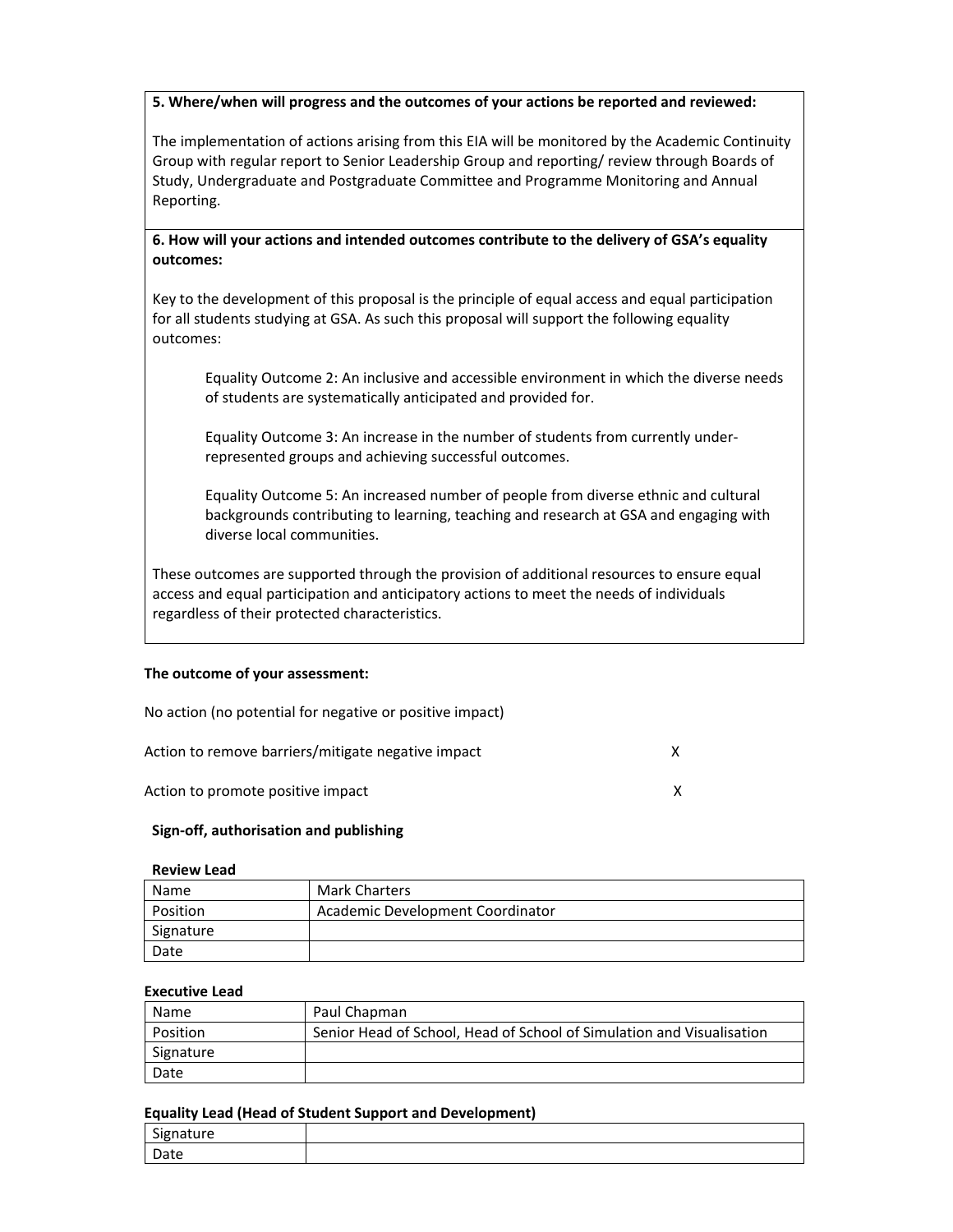**5. Where/when will progress and the outcomes of your actions be reported and reviewed:**

The implementation of actions arising from this EIA will be monitored by the Academic Continuity Group with regular report to Senior Leadership Group and reporting/ review through Boards of Study, Undergraduate and Postgraduate Committee and Programme Monitoring and Annual Reporting.

**6. How will your actions and intended outcomes contribute to the delivery of GSA's equality outcomes:**

Key to the development of this proposal is the principle of equal access and equal participation for all students studying at GSA. As such this proposal will support the following equality outcomes:

> Equality Outcome 2: An inclusive and accessible environment in which the diverse needs of students are systematically anticipated and provided for.
>
> Equality Outcome 3: An increase in the number of students from currently under-represented groups and achieving successful outcomes.
>
> Equality Outcome 5: An increased number of people from diverse ethnic and cultural backgrounds contributing to learning, teaching and research at GSA and engaging with diverse local communities.

These outcomes are supported through the provision of additional resources to ensure equal access and equal participation and anticipatory actions to meet the needs of individuals regardless of their protected characteristics.

**The outcome of your assessment:**

| | |
|---|---|
| No action (no potential for negative or positive impact) | |
| Action to remove barriers/mitigate negative impact | X |
| Action to promote positive impact | X |

**Sign-off, authorisation and publishing**

**Review Lead**

| | |
|---|---|
| Name | Mark Charters |
| Position | Academic Development Coordinator |
| Signature | |
| Date | |

**Executive Lead**

| | |
|---|---|
| Name | Paul Chapman |
| Position | Senior Head of School, Head of School of Simulation and Visualisation |
| Signature | |
| Date | |

**Equality Lead (Head of Student Support and Development)**

| | |
|---|---|
| Signature | |
| Date | |